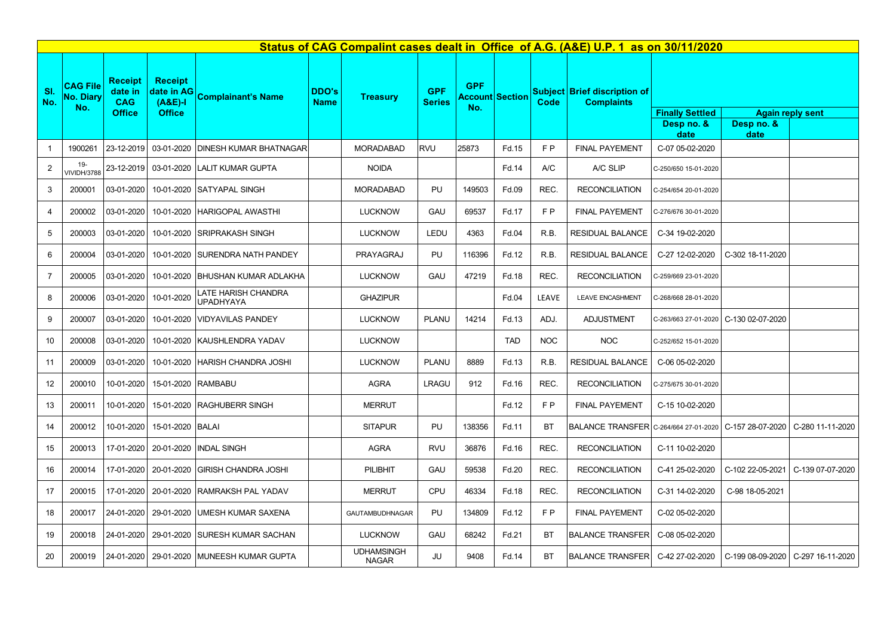# Status of CAG Compalint cases dealt in Office of A.G. (A&E) U.P. 1 as on 30/11/2020

| Sl. No. | CAG File No. Diary No. | Receipt date in CAG Office | Receipt date in AG (A&E)-I Office | Complainant's Name | DDO's Name | Treasury | GPF Series | GPF Account No. | Section | Subject Code | Brief discription of Complaints | Finally Settled | Again reply sent | |
|---|---|---|---|---|---|---|---|---|---|---|---|---|---|---|
| | | | | | | | | | | | | Desp no. & date | Desp no. & date | |
| 1 | 1900261 | 23-12-2019 | 03-01-2020 | DINESH KUMAR BHATNAGAR | | MORADABAD | RVU | 25873 | Fd.15 | F P | FINAL PAYEMENT | C-07 05-02-2020 | | |
| 2 | 19-VIVIDH/3788 | 23-12-2019 | 03-01-2020 | LALIT KUMAR GUPTA | | NOIDA | | | Fd.14 | A/C | A/C SLIP | C-250/650 15-01-2020 | | |
| 3 | 200001 | 03-01-2020 | 10-01-2020 | SATYAPAL SINGH | | MORADABAD | PU | 149503 | Fd.09 | REC. | RECONCILIATION | C-254/654 20-01-2020 | | |
| 4 | 200002 | 03-01-2020 | 10-01-2020 | HARIGOPAL AWASTHI | | LUCKNOW | GAU | 69537 | Fd.17 | F P | FINAL PAYEMENT | C-276/676 30-01-2020 | | |
| 5 | 200003 | 03-01-2020 | 10-01-2020 | SRIPRAKASH SINGH | | LUCKNOW | LEDU | 4363 | Fd.04 | R.B. | RESIDUAL BALANCE | C-34 19-02-2020 | | |
| 6 | 200004 | 03-01-2020 | 10-01-2020 | SURENDRA NATH PANDEY | | PRAYAGRAJ | PU | 116396 | Fd.12 | R.B. | RESIDUAL BALANCE | C-27 12-02-2020 | C-302 18-11-2020 | |
| 7 | 200005 | 03-01-2020 | 10-01-2020 | BHUSHAN KUMAR ADLAKHA | | LUCKNOW | GAU | 47219 | Fd.18 | REC. | RECONCILIATION | C-259/669 23-01-2020 | | |
| 8 | 200006 | 03-01-2020 | 10-01-2020 | LATE HARISH CHANDRA UPADHYAYA | | GHAZIPUR | | | Fd.04 | LEAVE | LEAVE ENCASHMENT | C-268/668 28-01-2020 | | |
| 9 | 200007 | 03-01-2020 | 10-01-2020 | VIDYAVILAS PANDEY | | LUCKNOW | PLANU | 14214 | Fd.13 | ADJ. | ADJUSTMENT | C-263/663 27-01-2020 | C-130 02-07-2020 | |
| 10 | 200008 | 03-01-2020 | 10-01-2020 | KAUSHLENDRA YADAV | | LUCKNOW | | | TAD | NOC | NOC | C-252/652 15-01-2020 | | |
| 11 | 200009 | 03-01-2020 | 10-01-2020 | HARISH CHANDRA JOSHI | | LUCKNOW | PLANU | 8889 | Fd.13 | R.B. | RESIDUAL BALANCE | C-06 05-02-2020 | | |
| 12 | 200010 | 10-01-2020 | 15-01-2020 | RAMBABU | | AGRA | LRAGU | 912 | Fd.16 | REC. | RECONCILIATION | C-275/675 30-01-2020 | | |
| 13 | 200011 | 10-01-2020 | 15-01-2020 | RAGHUBERR SINGH | | MERRUT | | | Fd.12 | F P | FINAL PAYEMENT | C-15 10-02-2020 | | |
| 14 | 200012 | 10-01-2020 | 15-01-2020 | BALAI | | SITAPUR | PU | 138356 | Fd.11 | BT | BALANCE TRANSFER | C-264/664 27-01-2020 | C-157 28-07-2020 | C-280 11-11-2020 |
| 15 | 200013 | 17-01-2020 | 20-01-2020 | INDAL SINGH | | AGRA | RVU | 36876 | Fd.16 | REC. | RECONCILIATION | C-11 10-02-2020 | | |
| 16 | 200014 | 17-01-2020 | 20-01-2020 | GIRISH CHANDRA JOSHI | | PILIBHIT | GAU | 59538 | Fd.20 | REC. | RECONCILIATION | C-41 25-02-2020 | C-102 22-05-2021 | C-139 07-07-2020 |
| 17 | 200015 | 17-01-2020 | 20-01-2020 | RAMRAKSH PAL YADAV | | MERRUT | CPU | 46334 | Fd.18 | REC. | RECONCILIATION | C-31 14-02-2020 | C-98 18-05-2021 | |
| 18 | 200017 | 24-01-2020 | 29-01-2020 | UMESH KUMAR SAXENA | | GAUTAMBUDHNAGAR | PU | 134809 | Fd.12 | F P | FINAL PAYEMENT | C-02 05-02-2020 | | |
| 19 | 200018 | 24-01-2020 | 29-01-2020 | SURESH KUMAR SACHAN | | LUCKNOW | GAU | 68242 | Fd.21 | BT | BALANCE TRANSFER | C-08 05-02-2020 | | |
| 20 | 200019 | 24-01-2020 | 29-01-2020 | MUNEESH KUMAR GUPTA | | UDHAMSINGH NAGAR | JU | 9408 | Fd.14 | BT | BALANCE TRANSFER | C-42 27-02-2020 | C-199 08-09-2020 | C-297 16-11-2020 |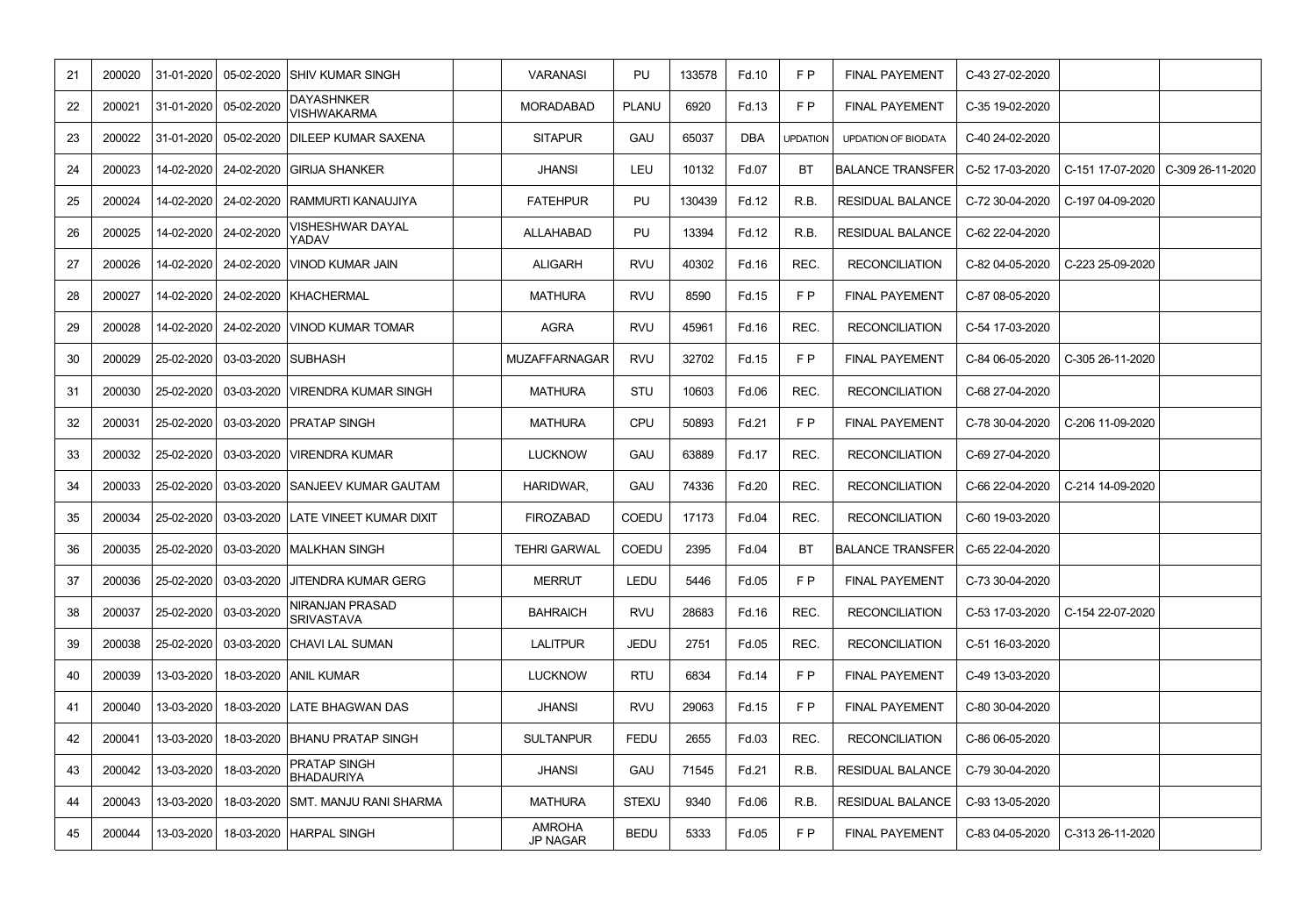| | | | | | | | | | | | | | | |
|---|---|---|---|---|---|---|---|---|---|---|---|---|---|---|
| 21 | 200020 | 31-01-2020 | 05-02-2020 | SHIV KUMAR SINGH | | VARANASI | PU | 133578 | Fd.10 | F P | FINAL PAYEMENT | C-43 27-02-2020 | | |
| 22 | 200021 | 31-01-2020 | 05-02-2020 | DAYASHNKER VISHWAKARMA | | MORADABAD | PLANU | 6920 | Fd.13 | F P | FINAL PAYEMENT | C-35 19-02-2020 | | |
| 23 | 200022 | 31-01-2020 | 05-02-2020 | DILEEP KUMAR SAXENA | | SITAPUR | GAU | 65037 | DBA | UPDATION | UPDATION OF BIODATA | C-40 24-02-2020 | | |
| 24 | 200023 | 14-02-2020 | 24-02-2020 | GIRIJA SHANKER | | JHANSI | LEU | 10132 | Fd.07 | BT | BALANCE TRANSFER | C-52 17-03-2020 | C-151 17-07-2020 | C-309 26-11-2020 |
| 25 | 200024 | 14-02-2020 | 24-02-2020 | RAMMURTI KANAUJIYA | | FATEHPUR | PU | 130439 | Fd.12 | R.B. | RESIDUAL BALANCE | C-72 30-04-2020 | C-197 04-09-2020 | |
| 26 | 200025 | 14-02-2020 | 24-02-2020 | VISHESHWAR DAYAL YADAV | | ALLAHABAD | PU | 13394 | Fd.12 | R.B. | RESIDUAL BALANCE | C-62 22-04-2020 | | |
| 27 | 200026 | 14-02-2020 | 24-02-2020 | VINOD KUMAR JAIN | | ALIGARH | RVU | 40302 | Fd.16 | REC. | RECONCILIATION | C-82 04-05-2020 | C-223 25-09-2020 | |
| 28 | 200027 | 14-02-2020 | 24-02-2020 | KHACHERMAL | | MATHURA | RVU | 8590 | Fd.15 | F P | FINAL PAYEMENT | C-87 08-05-2020 | | |
| 29 | 200028 | 14-02-2020 | 24-02-2020 | VINOD KUMAR TOMAR | | AGRA | RVU | 45961 | Fd.16 | REC. | RECONCILIATION | C-54 17-03-2020 | | |
| 30 | 200029 | 25-02-2020 | 03-03-2020 | SUBHASH | | MUZAFFARNAGAR | RVU | 32702 | Fd.15 | F P | FINAL PAYEMENT | C-84 06-05-2020 | C-305 26-11-2020 | |
| 31 | 200030 | 25-02-2020 | 03-03-2020 | VIRENDRA KUMAR SINGH | | MATHURA | STU | 10603 | Fd.06 | REC. | RECONCILIATION | C-68 27-04-2020 | | |
| 32 | 200031 | 25-02-2020 | 03-03-2020 | PRATAP SINGH | | MATHURA | CPU | 50893 | Fd.21 | F P | FINAL PAYEMENT | C-78 30-04-2020 | C-206 11-09-2020 | |
| 33 | 200032 | 25-02-2020 | 03-03-2020 | VIRENDRA KUMAR | | LUCKNOW | GAU | 63889 | Fd.17 | REC. | RECONCILIATION | C-69 27-04-2020 | | |
| 34 | 200033 | 25-02-2020 | 03-03-2020 | SANJEEV KUMAR GAUTAM | | HARIDWAR, | GAU | 74336 | Fd.20 | REC. | RECONCILIATION | C-66 22-04-2020 | C-214 14-09-2020 | |
| 35 | 200034 | 25-02-2020 | 03-03-2020 | LATE VINEET KUMAR DIXIT | | FIROZABAD | COEDU | 17173 | Fd.04 | REC. | RECONCILIATION | C-60 19-03-2020 | | |
| 36 | 200035 | 25-02-2020 | 03-03-2020 | MALKHAN SINGH | | TEHRI GARWAL | COEDU | 2395 | Fd.04 | BT | BALANCE TRANSFER | C-65 22-04-2020 | | |
| 37 | 200036 | 25-02-2020 | 03-03-2020 | JITENDRA KUMAR GERG | | MERRUT | LEDU | 5446 | Fd.05 | F P | FINAL PAYEMENT | C-73 30-04-2020 | | |
| 38 | 200037 | 25-02-2020 | 03-03-2020 | NIRANJAN PRASAD SRIVASTAVA | | BAHRAICH | RVU | 28683 | Fd.16 | REC. | RECONCILIATION | C-53 17-03-2020 | C-154 22-07-2020 | |
| 39 | 200038 | 25-02-2020 | 03-03-2020 | CHAVI LAL SUMAN | | LALITPUR | JEDU | 2751 | Fd.05 | REC. | RECONCILIATION | C-51 16-03-2020 | | |
| 40 | 200039 | 13-03-2020 | 18-03-2020 | ANIL KUMAR | | LUCKNOW | RTU | 6834 | Fd.14 | F P | FINAL PAYEMENT | C-49 13-03-2020 | | |
| 41 | 200040 | 13-03-2020 | 18-03-2020 | LATE BHAGWAN DAS | | JHANSI | RVU | 29063 | Fd.15 | F P | FINAL PAYEMENT | C-80 30-04-2020 | | |
| 42 | 200041 | 13-03-2020 | 18-03-2020 | BHANU PRATAP SINGH | | SULTANPUR | FEDU | 2655 | Fd.03 | REC. | RECONCILIATION | C-86 06-05-2020 | | |
| 43 | 200042 | 13-03-2020 | 18-03-2020 | PRATAP SINGH BHADAURIYA | | JHANSI | GAU | 71545 | Fd.21 | R.B. | RESIDUAL BALANCE | C-79 30-04-2020 | | |
| 44 | 200043 | 13-03-2020 | 18-03-2020 | SMT. MANJU RANI SHARMA | | MATHURA | STEXU | 9340 | Fd.06 | R.B. | RESIDUAL BALANCE | C-93 13-05-2020 | | |
| 45 | 200044 | 13-03-2020 | 18-03-2020 | HARPAL SINGH | | AMROHA JP NAGAR | BEDU | 5333 | Fd.05 | F P | FINAL PAYEMENT | C-83 04-05-2020 | C-313 26-11-2020 | |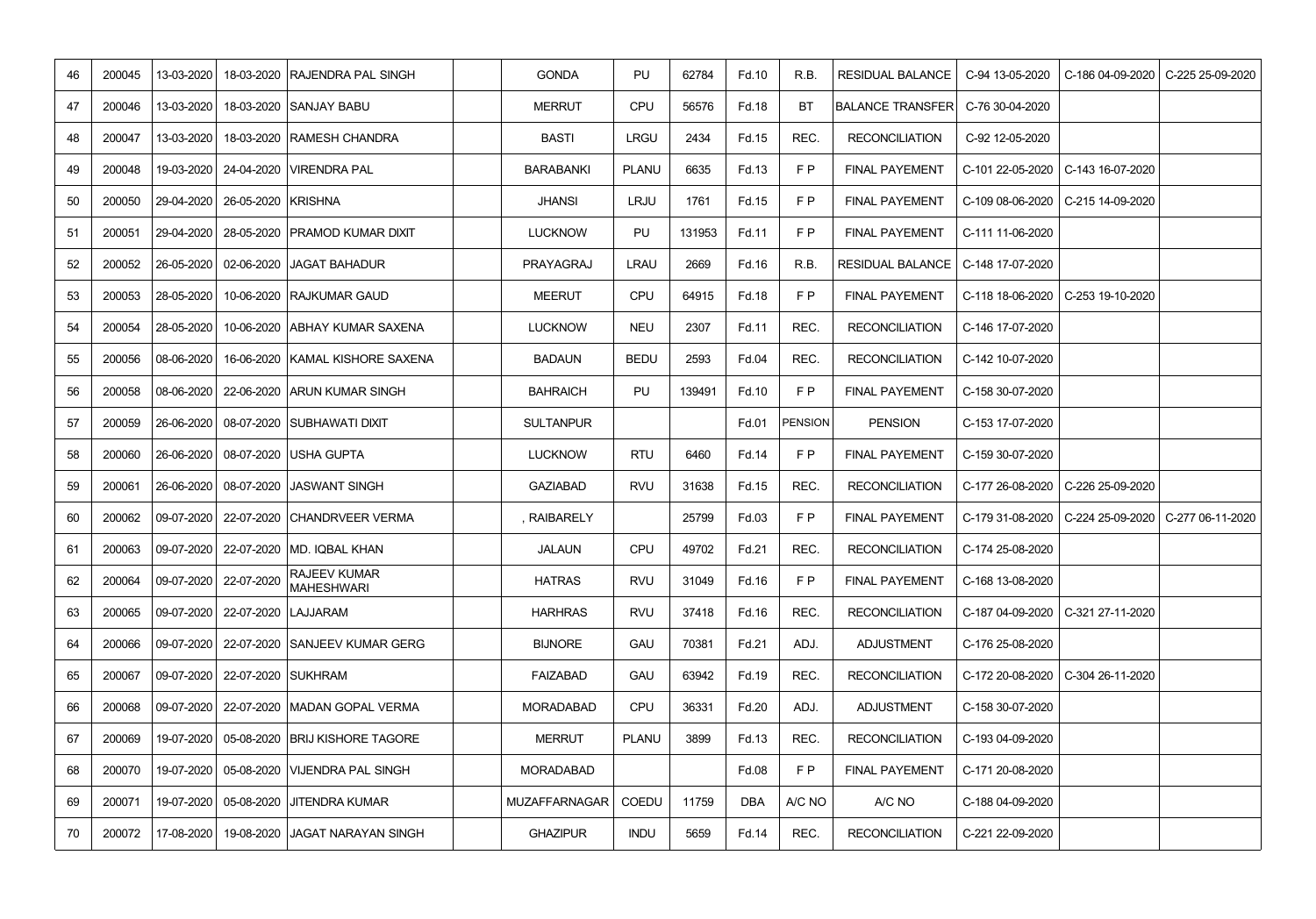| 46 | 200045 | 13-03-2020 | 18-03-2020 | RAJENDRA PAL SINGH | | GONDA | PU | 62784 | Fd.10 | R.B. | RESIDUAL BALANCE | C-94 13-05-2020 | C-186 04-09-2020 | C-225 25-09-2020 |
|---|---|---|---|---|---|---|---|---|---|---|---|---|---|---|
| 47 | 200046 | 13-03-2020 | 18-03-2020 | SANJAY BABU | | MERRUT | CPU | 56576 | Fd.18 | BT | BALANCE TRANSFER | C-76 30-04-2020 | | |
| 48 | 200047 | 13-03-2020 | 18-03-2020 | RAMESH CHANDRA | | BASTI | LRGU | 2434 | Fd.15 | REC. | RECONCILIATION | C-92 12-05-2020 | | |
| 49 | 200048 | 19-03-2020 | 24-04-2020 | VIRENDRA PAL | | BARABANKI | PLANU | 6635 | Fd.13 | F P | FINAL PAYEMENT | C-101 22-05-2020 | C-143 16-07-2020 | |
| 50 | 200050 | 29-04-2020 | 26-05-2020 | KRISHNA | | JHANSI | LRJU | 1761 | Fd.15 | F P | FINAL PAYEMENT | C-109 08-06-2020 | C-215 14-09-2020 | |
| 51 | 200051 | 29-04-2020 | 28-05-2020 | PRAMOD KUMAR DIXIT | | LUCKNOW | PU | 131953 | Fd.11 | F P | FINAL PAYEMENT | C-111 11-06-2020 | | |
| 52 | 200052 | 26-05-2020 | 02-06-2020 | JAGAT BAHADUR | | PRAYAGRAJ | LRAU | 2669 | Fd.16 | R.B. | RESIDUAL BALANCE | C-148 17-07-2020 | | |
| 53 | 200053 | 28-05-2020 | 10-06-2020 | RAJKUMAR GAUD | | MEERUT | CPU | 64915 | Fd.18 | F P | FINAL PAYEMENT | C-118 18-06-2020 | C-253 19-10-2020 | |
| 54 | 200054 | 28-05-2020 | 10-06-2020 | ABHAY KUMAR SAXENA | | LUCKNOW | NEU | 2307 | Fd.11 | REC. | RECONCILIATION | C-146 17-07-2020 | | |
| 55 | 200056 | 08-06-2020 | 16-06-2020 | KAMAL KISHORE SAXENA | | BADAUN | BEDU | 2593 | Fd.04 | REC. | RECONCILIATION | C-142 10-07-2020 | | |
| 56 | 200058 | 08-06-2020 | 22-06-2020 | ARUN KUMAR SINGH | | BAHRAICH | PU | 139491 | Fd.10 | F P | FINAL PAYEMENT | C-158 30-07-2020 | | |
| 57 | 200059 | 26-06-2020 | 08-07-2020 | SUBHAWATI DIXIT | | SULTANPUR | | | Fd.01 | PENSION | PENSION | C-153 17-07-2020 | | |
| 58 | 200060 | 26-06-2020 | 08-07-2020 | USHA GUPTA | | LUCKNOW | RTU | 6460 | Fd.14 | F P | FINAL PAYEMENT | C-159 30-07-2020 | | |
| 59 | 200061 | 26-06-2020 | 08-07-2020 | JASWANT SINGH | | GAZIABAD | RVU | 31638 | Fd.15 | REC. | RECONCILIATION | C-177 26-08-2020 | C-226 25-09-2020 | |
| 60 | 200062 | 09-07-2020 | 22-07-2020 | CHANDRVEER VERMA | | , RAIBARELY | | 25799 | Fd.03 | F P | FINAL PAYEMENT | C-179 31-08-2020 | C-224 25-09-2020 | C-277 06-11-2020 |
| 61 | 200063 | 09-07-2020 | 22-07-2020 | MD. IQBAL KHAN | | JALAUN | CPU | 49702 | Fd.21 | REC. | RECONCILIATION | C-174 25-08-2020 | | |
| 62 | 200064 | 09-07-2020 | 22-07-2020 | RAJEEV KUMAR MAHESHWARI | | HATRAS | RVU | 31049 | Fd.16 | F P | FINAL PAYEMENT | C-168 13-08-2020 | | |
| 63 | 200065 | 09-07-2020 | 22-07-2020 | LAJJARAM | | HARHRAS | RVU | 37418 | Fd.16 | REC. | RECONCILIATION | C-187 04-09-2020 | C-321 27-11-2020 | |
| 64 | 200066 | 09-07-2020 | 22-07-2020 | SANJEEV KUMAR GERG | | BIJNORE | GAU | 70381 | Fd.21 | ADJ. | ADJUSTMENT | C-176 25-08-2020 | | |
| 65 | 200067 | 09-07-2020 | 22-07-2020 | SUKHRAM | | FAIZABAD | GAU | 63942 | Fd.19 | REC. | RECONCILIATION | C-172 20-08-2020 | C-304 26-11-2020 | |
| 66 | 200068 | 09-07-2020 | 22-07-2020 | MADAN GOPAL VERMA | | MORADABAD | CPU | 36331 | Fd.20 | ADJ. | ADJUSTMENT | C-158 30-07-2020 | | |
| 67 | 200069 | 19-07-2020 | 05-08-2020 | BRIJ KISHORE TAGORE | | MERRUT | PLANU | 3899 | Fd.13 | REC. | RECONCILIATION | C-193 04-09-2020 | | |
| 68 | 200070 | 19-07-2020 | 05-08-2020 | VIJENDRA PAL SINGH | | MORADABAD | | | Fd.08 | F P | FINAL PAYEMENT | C-171 20-08-2020 | | |
| 69 | 200071 | 19-07-2020 | 05-08-2020 | JITENDRA KUMAR | | MUZAFFARNAGAR | COEDU | 11759 | DBA | A/C NO | A/C NO | C-188 04-09-2020 | | |
| 70 | 200072 | 17-08-2020 | 19-08-2020 | JAGAT NARAYAN SINGH | | GHAZIPUR | INDU | 5659 | Fd.14 | REC. | RECONCILIATION | C-221 22-09-2020 | | |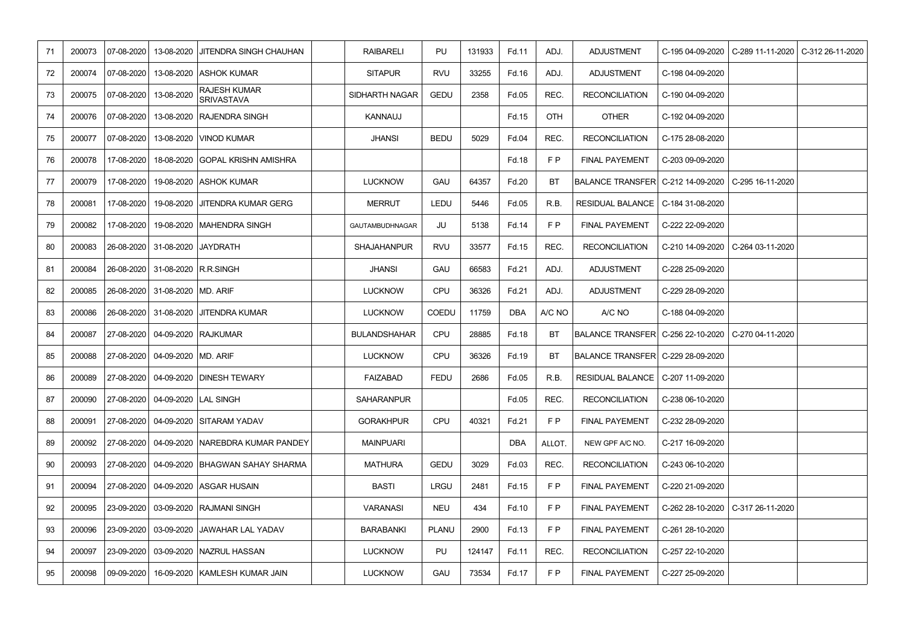| | | | | | | | | | | | | | | | |
|---|---|---|---|---|---|---|---|---|---|---|---|---|---|---|---|
| 71 | 200073 | 07-08-2020 | 13-08-2020 | JITENDRA SINGH CHAUHAN | | RAIBARELI | PU | 131933 | Fd.11 | ADJ. | ADJUSTMENT | C-195 04-09-2020 | C-289 11-11-2020 | C-312 26-11-2020 |
| 72 | 200074 | 07-08-2020 | 13-08-2020 | ASHOK KUMAR | | SITAPUR | RVU | 33255 | Fd.16 | ADJ. | ADJUSTMENT | C-198 04-09-2020 | | |
| 73 | 200075 | 07-08-2020 | 13-08-2020 | RAJESH KUMAR SRIVASTAVA | | SIDHARTH NAGAR | GEDU | 2358 | Fd.05 | REC. | RECONCILIATION | C-190 04-09-2020 | | |
| 74 | 200076 | 07-08-2020 | 13-08-2020 | RAJENDRA SINGH | | KANNAUJ | | | Fd.15 | OTH | OTHER | C-192 04-09-2020 | | |
| 75 | 200077 | 07-08-2020 | 13-08-2020 | VINOD KUMAR | | JHANSI | BEDU | 5029 | Fd.04 | REC. | RECONCILIATION | C-175 28-08-2020 | | |
| 76 | 200078 | 17-08-2020 | 18-08-2020 | GOPAL KRISHN AMISHRA | | | | | Fd.18 | F P | FINAL PAYEMENT | C-203 09-09-2020 | | |
| 77 | 200079 | 17-08-2020 | 19-08-2020 | ASHOK KUMAR | | LUCKNOW | GAU | 64357 | Fd.20 | BT | BALANCE TRANSFER | C-212 14-09-2020 | C-295 16-11-2020 | |
| 78 | 200081 | 17-08-2020 | 19-08-2020 | JITENDRA KUMAR GERG | | MERRUT | LEDU | 5446 | Fd.05 | R.B. | RESIDUAL BALANCE | C-184 31-08-2020 | | |
| 79 | 200082 | 17-08-2020 | 19-08-2020 | MAHENDRA SINGH | | GAUTAMBUDHNAGAR | JU | 5138 | Fd.14 | F P | FINAL PAYEMENT | C-222 22-09-2020 | | |
| 80 | 200083 | 26-08-2020 | 31-08-2020 | JAYDRATH | | SHAJAHANPUR | RVU | 33577 | Fd.15 | REC. | RECONCILIATION | C-210 14-09-2020 | C-264 03-11-2020 | |
| 81 | 200084 | 26-08-2020 | 31-08-2020 | R.R.SINGH | | JHANSI | GAU | 66583 | Fd.21 | ADJ. | ADJUSTMENT | C-228 25-09-2020 | | |
| 82 | 200085 | 26-08-2020 | 31-08-2020 | MD. ARIF | | LUCKNOW | CPU | 36326 | Fd.21 | ADJ. | ADJUSTMENT | C-229 28-09-2020 | | |
| 83 | 200086 | 26-08-2020 | 31-08-2020 | JITENDRA KUMAR | | LUCKNOW | COEDU | 11759 | DBA | A/C NO | A/C NO | C-188 04-09-2020 | | |
| 84 | 200087 | 27-08-2020 | 04-09-2020 | RAJKUMAR | | BULANDSHAHAR | CPU | 28885 | Fd.18 | BT | BALANCE TRANSFER | C-256 22-10-2020 | C-270 04-11-2020 | |
| 85 | 200088 | 27-08-2020 | 04-09-2020 | MD. ARIF | | LUCKNOW | CPU | 36326 | Fd.19 | BT | BALANCE TRANSFER | C-229 28-09-2020 | | |
| 86 | 200089 | 27-08-2020 | 04-09-2020 | DINESH TEWARY | | FAIZABAD | FEDU | 2686 | Fd.05 | R.B. | RESIDUAL BALANCE | C-207 11-09-2020 | | |
| 87 | 200090 | 27-08-2020 | 04-09-2020 | LAL SINGH | | SAHARANPUR | | | Fd.05 | REC. | RECONCILIATION | C-238 06-10-2020 | | |
| 88 | 200091 | 27-08-2020 | 04-09-2020 | SITARAM YADAV | | GORAKHPUR | CPU | 40321 | Fd.21 | F P | FINAL PAYEMENT | C-232 28-09-2020 | | |
| 89 | 200092 | 27-08-2020 | 04-09-2020 | NAREBDRA KUMAR PANDEY | | MAINPURI | | | DBA | ALLOT. | NEW GPF A/C NO. | C-217 16-09-2020 | | |
| 90 | 200093 | 27-08-2020 | 04-09-2020 | BHAGWAN SAHAY SHARMA | | MATHURA | GEDU | 3029 | Fd.03 | REC. | RECONCILIATION | C-243 06-10-2020 | | |
| 91 | 200094 | 27-08-2020 | 04-09-2020 | ASGAR HUSAIN | | BASTI | LRGU | 2481 | Fd.15 | F P | FINAL PAYEMENT | C-220 21-09-2020 | | |
| 92 | 200095 | 23-09-2020 | 03-09-2020 | RAJMANI SINGH | | VARANASI | NEU | 434 | Fd.10 | F P | FINAL PAYEMENT | C-262 28-10-2020 | C-317 26-11-2020 | |
| 93 | 200096 | 23-09-2020 | 03-09-2020 | JAWAHAR LAL YADAV | | BARABANKI | PLANU | 2900 | Fd.13 | F P | FINAL PAYEMENT | C-261 28-10-2020 | | |
| 94 | 200097 | 23-09-2020 | 03-09-2020 | NAZRUL HASSAN | | LUCKNOW | PU | 124147 | Fd.11 | REC. | RECONCILIATION | C-257 22-10-2020 | | |
| 95 | 200098 | 09-09-2020 | 16-09-2020 | KAMLESH KUMAR JAIN | | LUCKNOW | GAU | 73534 | Fd.17 | F P | FINAL PAYEMENT | C-227 25-09-2020 | | |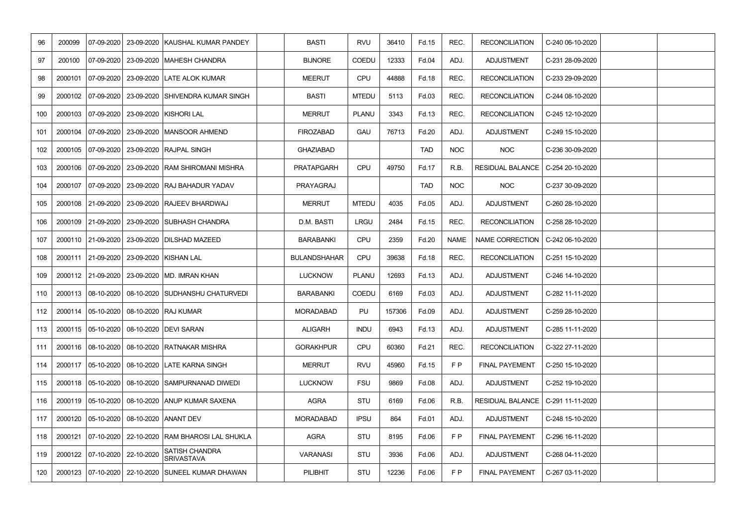| 96 | 200099 | 07-09-2020 | 23-09-2020 | KAUSHAL KUMAR PANDEY | | BASTI | RVU | 36410 | Fd.15 | REC. | RECONCILIATION | C-240 06-10-2020 | | |
|---|---|---|---|---|---|---|---|---|---|---|---|---|---|---|
| 97 | 200100 | 07-09-2020 | 23-09-2020 | MAHESH CHANDRA | | BIJNORE | COEDU | 12333 | Fd.04 | ADJ. | ADJUSTMENT | C-231 28-09-2020 | | |
| 98 | 2000101 | 07-09-2020 | 23-09-2020 | LATE ALOK KUMAR | | MEERUT | CPU | 44888 | Fd.18 | REC. | RECONCILIATION | C-233 29-09-2020 | | |
| 99 | 2000102 | 07-09-2020 | 23-09-2020 | SHIVENDRA KUMAR SINGH | | BASTI | MTEDU | 5113 | Fd.03 | REC. | RECONCILIATION | C-244 08-10-2020 | | |
| 100 | 2000103 | 07-09-2020 | 23-09-2020 | KISHORI LAL | | MERRUT | PLANU | 3343 | Fd.13 | REC. | RECONCILIATION | C-245 12-10-2020 | | |
| 101 | 2000104 | 07-09-2020 | 23-09-2020 | MANSOOR AHMEND | | FIROZABAD | GAU | 76713 | Fd.20 | ADJ. | ADJUSTMENT | C-249 15-10-2020 | | |
| 102 | 2000105 | 07-09-2020 | 23-09-2020 | RAJPAL SINGH | | GHAZIABAD | | | TAD | NOC | NOC | C-236 30-09-2020 | | |
| 103 | 2000106 | 07-09-2020 | 23-09-2020 | RAM SHIROMANI MISHRA | | PRATAPGARH | CPU | 49750 | Fd.17 | R.B. | RESIDUAL BALANCE | C-254 20-10-2020 | | |
| 104 | 2000107 | 07-09-2020 | 23-09-2020 | RAJ BAHADUR YADAV | | PRAYAGRAJ | | | TAD | NOC | NOC | C-237 30-09-2020 | | |
| 105 | 2000108 | 21-09-2020 | 23-09-2020 | RAJEEV BHARDWAJ | | MERRUT | MTEDU | 4035 | Fd.05 | ADJ. | ADJUSTMENT | C-260 28-10-2020 | | |
| 106 | 2000109 | 21-09-2020 | 23-09-2020 | SUBHASH CHANDRA | | D.M. BASTI | LRGU | 2484 | Fd.15 | REC. | RECONCILIATION | C-258 28-10-2020 | | |
| 107 | 2000110 | 21-09-2020 | 23-09-2020 | DILSHAD MAZEED | | BARABANKI | CPU | 2359 | Fd.20 | NAME | NAME CORRECTION | C-242 06-10-2020 | | |
| 108 | 2000111 | 21-09-2020 | 23-09-2020 | KISHAN LAL | | BULANDSHAHAR | CPU | 39638 | Fd.18 | REC. | RECONCILIATION | C-251 15-10-2020 | | |
| 109 | 2000112 | 21-09-2020 | 23-09-2020 | MD. IMRAN KHAN | | LUCKNOW | PLANU | 12693 | Fd.13 | ADJ. | ADJUSTMENT | C-246 14-10-2020 | | |
| 110 | 2000113 | 08-10-2020 | 08-10-2020 | SUDHANSHU CHATURVEDI | | BARABANKI | COEDU | 6169 | Fd.03 | ADJ. | ADJUSTMENT | C-282 11-11-2020 | | |
| 112 | 2000114 | 05-10-2020 | 08-10-2020 | RAJ KUMAR | | MORADABAD | PU | 157306 | Fd.09 | ADJ. | ADJUSTMENT | C-259 28-10-2020 | | |
| 113 | 2000115 | 05-10-2020 | 08-10-2020 | DEVI SARAN | | ALIGARH | INDU | 6943 | Fd.13 | ADJ. | ADJUSTMENT | C-285 11-11-2020 | | |
| 111 | 2000116 | 08-10-2020 | 08-10-2020 | RATNAKAR MISHRA | | GORAKHPUR | CPU | 60360 | Fd.21 | REC. | RECONCILIATION | C-322 27-11-2020 | | |
| 114 | 2000117 | 05-10-2020 | 08-10-2020 | LATE KARNA SINGH | | MERRUT | RVU | 45960 | Fd.15 | F P | FINAL PAYEMENT | C-250 15-10-2020 | | |
| 115 | 2000118 | 05-10-2020 | 08-10-2020 | SAMPURNANAD DIWEDI | | LUCKNOW | FSU | 9869 | Fd.08 | ADJ. | ADJUSTMENT | C-252 19-10-2020 | | |
| 116 | 2000119 | 05-10-2020 | 08-10-2020 | ANUP KUMAR SAXENA | | AGRA | STU | 6169 | Fd.06 | R.B. | RESIDUAL BALANCE | C-291 11-11-2020 | | |
| 117 | 2000120 | 05-10-2020 | 08-10-2020 | ANANT DEV | | MORADABAD | IPSU | 864 | Fd.01 | ADJ. | ADJUSTMENT | C-248 15-10-2020 | | |
| 118 | 2000121 | 07-10-2020 | 22-10-2020 | RAM BHAROSI LAL SHUKLA | | AGRA | STU | 8195 | Fd.06 | F P | FINAL PAYEMENT | C-296 16-11-2020 | | |
| 119 | 2000122 | 07-10-2020 | 22-10-2020 | SATISH CHANDRA SRIVASTAVA | | VARANASI | STU | 3936 | Fd.06 | ADJ. | ADJUSTMENT | C-268 04-11-2020 | | |
| 120 | 2000123 | 07-10-2020 | 22-10-2020 | SUNEEL KUMAR DHAWAN | | PILIBHIT | STU | 12236 | Fd.06 | F P | FINAL PAYEMENT | C-267 03-11-2020 | | |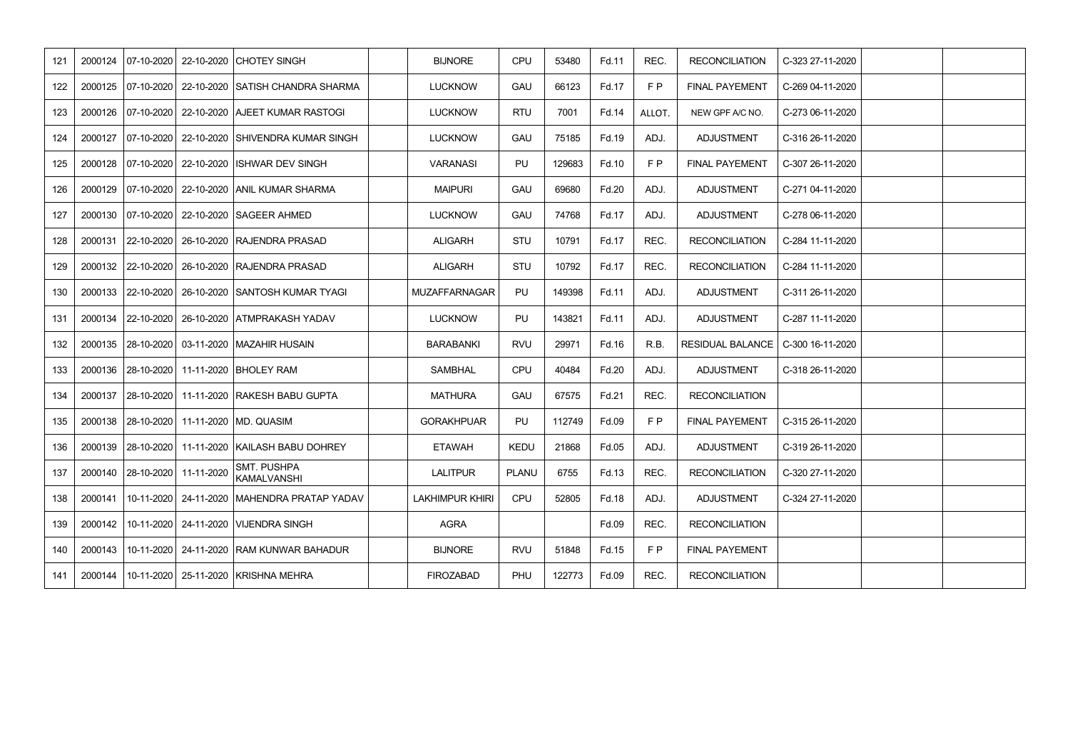| | | | | | | | | | | | | | | |
|---|---|---|---|---|---|---|---|---|---|---|---|---|---|---|
| 121 | 2000124 | 07-10-2020 | 22-10-2020 | CHOTEY SINGH | | BIJNORE | CPU | 53480 | Fd.11 | REC. | RECONCILIATION | C-323 27-11-2020 | | |
| 122 | 2000125 | 07-10-2020 | 22-10-2020 | SATISH CHANDRA SHARMA | | LUCKNOW | GAU | 66123 | Fd.17 | F P | FINAL PAYEMENT | C-269 04-11-2020 | | |
| 123 | 2000126 | 07-10-2020 | 22-10-2020 | AJEET KUMAR RASTOGI | | LUCKNOW | RTU | 7001 | Fd.14 | ALLOT. | NEW GPF A/C NO. | C-273 06-11-2020 | | |
| 124 | 2000127 | 07-10-2020 | 22-10-2020 | SHIVENDRA KUMAR SINGH | | LUCKNOW | GAU | 75185 | Fd.19 | ADJ. | ADJUSTMENT | C-316 26-11-2020 | | |
| 125 | 2000128 | 07-10-2020 | 22-10-2020 | ISHWAR DEV SINGH | | VARANASI | PU | 129683 | Fd.10 | F P | FINAL PAYEMENT | C-307 26-11-2020 | | |
| 126 | 2000129 | 07-10-2020 | 22-10-2020 | ANIL KUMAR SHARMA | | MAIPURI | GAU | 69680 | Fd.20 | ADJ. | ADJUSTMENT | C-271 04-11-2020 | | |
| 127 | 2000130 | 07-10-2020 | 22-10-2020 | SAGEER AHMED | | LUCKNOW | GAU | 74768 | Fd.17 | ADJ. | ADJUSTMENT | C-278 06-11-2020 | | |
| 128 | 2000131 | 22-10-2020 | 26-10-2020 | RAJENDRA PRASAD | | ALIGARH | STU | 10791 | Fd.17 | REC. | RECONCILIATION | C-284 11-11-2020 | | |
| 129 | 2000132 | 22-10-2020 | 26-10-2020 | RAJENDRA PRASAD | | ALIGARH | STU | 10792 | Fd.17 | REC. | RECONCILIATION | C-284 11-11-2020 | | |
| 130 | 2000133 | 22-10-2020 | 26-10-2020 | SANTOSH KUMAR TYAGI | | MUZAFFARNAGAR | PU | 149398 | Fd.11 | ADJ. | ADJUSTMENT | C-311 26-11-2020 | | |
| 131 | 2000134 | 22-10-2020 | 26-10-2020 | ATMPRAKASH YADAV | | LUCKNOW | PU | 143821 | Fd.11 | ADJ. | ADJUSTMENT | C-287 11-11-2020 | | |
| 132 | 2000135 | 28-10-2020 | 03-11-2020 | MAZAHIR HUSAIN | | BARABANKI | RVU | 29971 | Fd.16 | R.B. | RESIDUAL BALANCE | C-300 16-11-2020 | | |
| 133 | 2000136 | 28-10-2020 | 11-11-2020 | BHOLEY RAM | | SAMBHAL | CPU | 40484 | Fd.20 | ADJ. | ADJUSTMENT | C-318 26-11-2020 | | |
| 134 | 2000137 | 28-10-2020 | 11-11-2020 | RAKESH BABU GUPTA | | MATHURA | GAU | 67575 | Fd.21 | REC. | RECONCILIATION | | | |
| 135 | 2000138 | 28-10-2020 | 11-11-2020 | MD. QUASIM | | GORAKHPUAR | PU | 112749 | Fd.09 | F P | FINAL PAYEMENT | C-315 26-11-2020 | | |
| 136 | 2000139 | 28-10-2020 | 11-11-2020 | KAILASH BABU DOHREY | | ETAWAH | KEDU | 21868 | Fd.05 | ADJ. | ADJUSTMENT | C-319 26-11-2020 | | |
| 137 | 2000140 | 28-10-2020 | 11-11-2020 | SMT. PUSHPA KAMALVANSHI | | LALITPUR | PLANU | 6755 | Fd.13 | REC. | RECONCILIATION | C-320 27-11-2020 | | |
| 138 | 2000141 | 10-11-2020 | 24-11-2020 | MAHENDRA PRATAP YADAV | | LAKHIMPUR KHIRI | CPU | 52805 | Fd.18 | ADJ. | ADJUSTMENT | C-324 27-11-2020 | | |
| 139 | 2000142 | 10-11-2020 | 24-11-2020 | VIJENDRA SINGH | | AGRA | | | Fd.09 | REC. | RECONCILIATION | | | |
| 140 | 2000143 | 10-11-2020 | 24-11-2020 | RAM KUNWAR BAHADUR | | BIJNORE | RVU | 51848 | Fd.15 | F P | FINAL PAYEMENT | | | |
| 141 | 2000144 | 10-11-2020 | 25-11-2020 | KRISHNA MEHRA | | FIROZABAD | PHU | 122773 | Fd.09 | REC. | RECONCILIATION | | | |